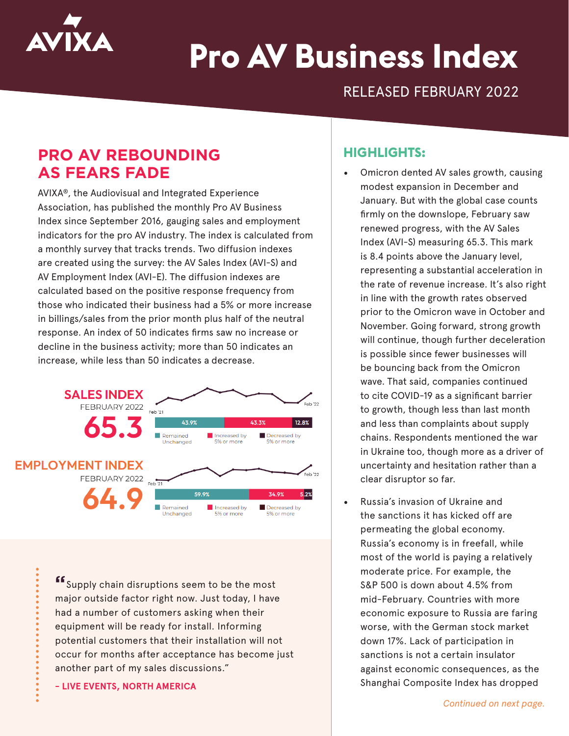# Pro AV Business Index

RELEASED FEBRUARY 2022

## PRO AV REBOUNDING AS FEARS FADE

AVIXA®, the Audiovisual and Integrated Experience Association, has published the monthly Pro AV Business Index since September 2016, gauging sales and employment indicators for the pro AV industry. The index is calculated from a monthly survey that tracks trends. Two diffusion indexes are created using the survey: the AV Sales Index (AVI-S) and AV Employment Index (AVI-E). The diffusion indexes are calculated based on the positive response frequency from those who indicated their business had a 5% or more increase in billings/sales from the prior month plus half of the neutral response. An index of 50 indicates firms saw no increase or decline in the business activity; more than 50 indicates an increase, while less than 50 indicates a decrease.

**SALES INDEX**
FEBRUARY 2022
**65.3**

Feb '21 – Feb '22

| Remained Unchanged | Increased by 5% or more | Decreased by 5% or more |
|---|---|---|
| 43.9% | 43.3% | 12.8% |

**EMPLOYMENT INDEX**
FEBRUARY 2022
**64.9**

Feb '21 – Feb '22

| Remained Unchanged | Increased by 5% or more | Decreased by 5% or more |
|---|---|---|
| 59.9% | 34.9% | 5.2% |

> "Supply chain disruptions seem to be the most major outside factor right now. Just today, I have had a number of customers asking when their equipment will be ready for install. Informing potential customers that their installation will not occur for months after acceptance has become just another part of my sales discussions."
>
> **– LIVE EVENTS, NORTH AMERICA**

## HIGHLIGHTS:

- Omicron dented AV sales growth, causing modest expansion in December and January. But with the global case counts firmly on the downslope, February saw renewed progress, with the AV Sales Index (AVI-S) measuring 65.3. This mark is 8.4 points above the January level, representing a substantial acceleration in the rate of revenue increase. It's also right in line with the growth rates observed prior to the Omicron wave in October and November. Going forward, strong growth will continue, though further deceleration is possible since fewer businesses will be bouncing back from the Omicron wave. That said, companies continued to cite COVID-19 as a significant barrier to growth, though less than last month and less than complaints about supply chains. Respondents mentioned the war in Ukraine too, though more as a driver of uncertainty and hesitation rather than a clear disruptor so far.
- Russia's invasion of Ukraine and the sanctions it has kicked off are permeating the global economy. Russia's economy is in freefall, while most of the world is paying a relatively moderate price. For example, the S&P 500 is down about 4.5% from mid-February. Countries with more economic exposure to Russia are faring worse, with the German stock market down 17%. Lack of participation in sanctions is not a certain insulator against economic consequences, as the Shanghai Composite Index has dropped

*Continued on next page.*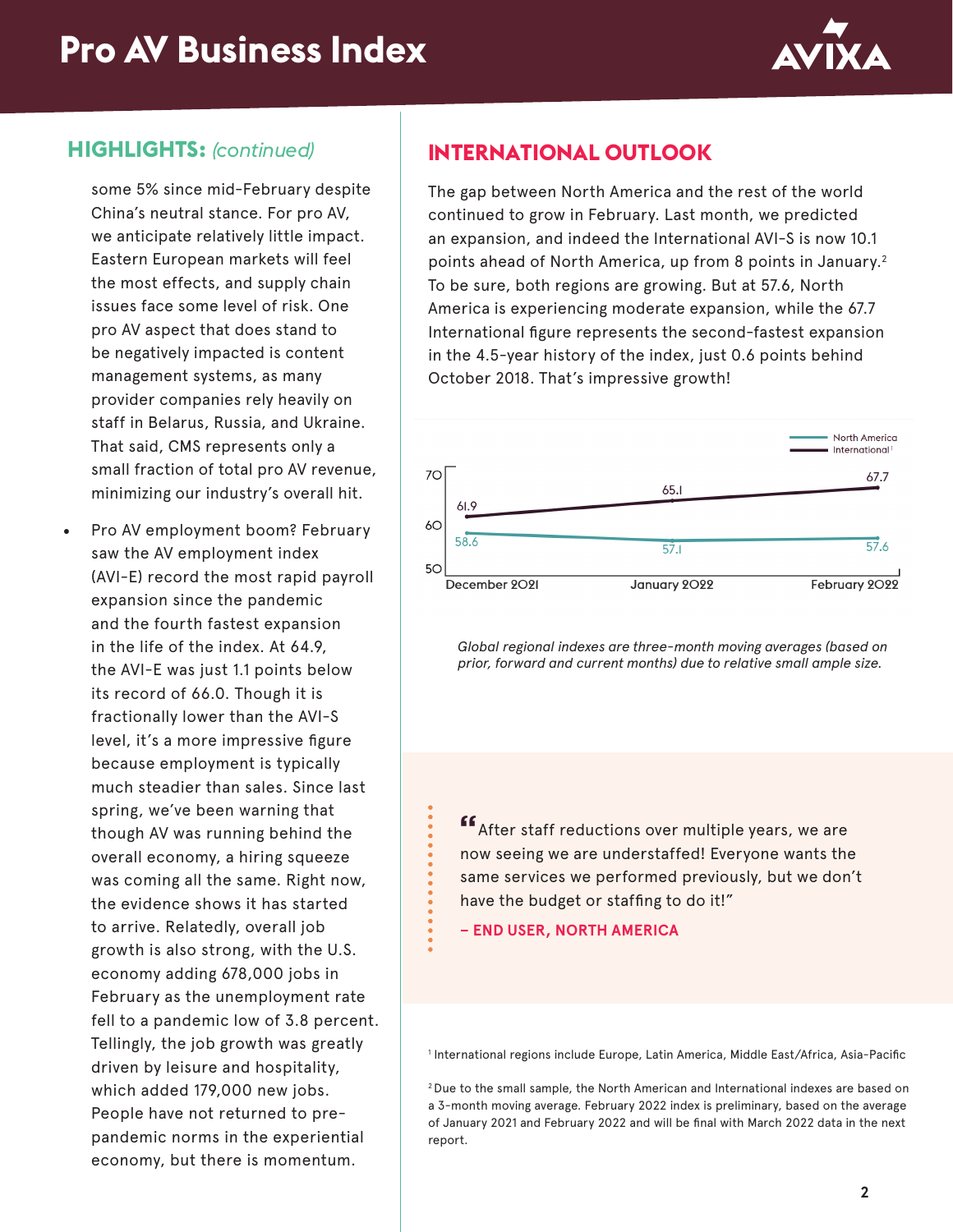## HIGHLIGHTS: *(continued)*

some 5% since mid-February despite China's neutral stance. For pro AV, we anticipate relatively little impact. Eastern European markets will feel the most effects, and supply chain issues face some level of risk. One pro AV aspect that does stand to be negatively impacted is content management systems, as many provider companies rely heavily on staff in Belarus, Russia, and Ukraine. That said, CMS represents only a small fraction of total pro AV revenue, minimizing our industry's overall hit.

- Pro AV employment boom? February saw the AV employment index (AVI-E) record the most rapid payroll expansion since the pandemic and the fourth fastest expansion in the life of the index. At 64.9, the AVI-E was just 1.1 points below its record of 66.0. Though it is fractionally lower than the AVI-S level, it's a more impressive figure because employment is typically much steadier than sales. Since last spring, we've been warning that though AV was running behind the overall economy, a hiring squeeze was coming all the same. Right now, the evidence shows it has started to arrive. Relatedly, overall job growth is also strong, with the U.S. economy adding 678,000 jobs in February as the unemployment rate fell to a pandemic low of 3.8 percent. Tellingly, the job growth was greatly driven by leisure and hospitality, which added 179,000 new jobs. People have not returned to pre-pandemic norms in the experiential economy, but there is momentum.

## INTERNATIONAL OUTLOOK

The gap between North America and the rest of the world continued to grow in February. Last month, we predicted an expansion, and indeed the International AVI-S is now 10.1 points ahead of North America, up from 8 points in January.[2] To be sure, both regions are growing. But at 57.6, North America is experiencing moderate expansion, while the 67.7 International figure represents the second-fastest expansion in the 4.5-year history of the index, just 0.6 points behind October 2018. That's impressive growth!

| | December 2021 | January 2022 | February 2022 |
|---|---|---|---|
| North America | 58.6 | 57.1 | 57.6 |
| International[1] | 61.9 | 65.1 | 67.7 |

*Global regional indexes are three-month moving averages (based on prior, forward and current months) due to relative small ample size.*

> "After staff reductions over multiple years, we are now seeing we are understaffed! Everyone wants the same services we performed previously, but we don't have the budget or staffing to do it!"
>
> **– END USER, NORTH AMERICA**

[1] International regions include Europe, Latin America, Middle East/Africa, Asia-Pacific

[2] Due to the small sample, the North American and International indexes are based on a 3-month moving average. February 2022 index is preliminary, based on the average of January 2021 and February 2022 and will be final with March 2022 data in the next report.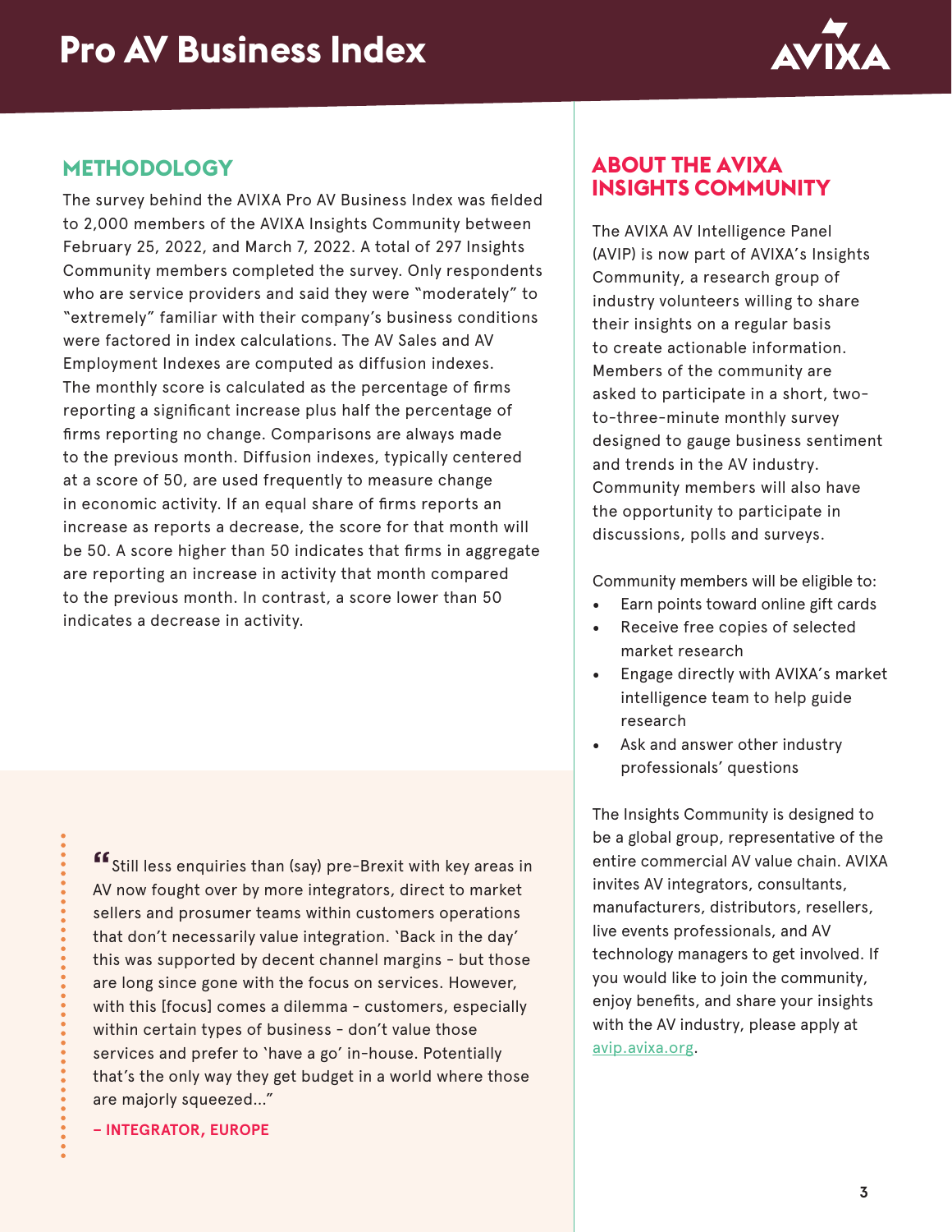## METHODOLOGY

The survey behind the AVIXA Pro AV Business Index was fielded to 2,000 members of the AVIXA Insights Community between February 25, 2022, and March 7, 2022. A total of 297 Insights Community members completed the survey. Only respondents who are service providers and said they were "moderately" to "extremely" familiar with their company's business conditions were factored in index calculations. The AV Sales and AV Employment Indexes are computed as diffusion indexes. The monthly score is calculated as the percentage of firms reporting a significant increase plus half the percentage of firms reporting no change. Comparisons are always made to the previous month. Diffusion indexes, typically centered at a score of 50, are used frequently to measure change in economic activity. If an equal share of firms reports an increase as reports a decrease, the score for that month will be 50. A score higher than 50 indicates that firms in aggregate are reporting an increase in activity that month compared to the previous month. In contrast, a score lower than 50 indicates a decrease in activity.

> "Still less enquiries than (say) pre-Brexit with key areas in AV now fought over by more integrators, direct to market sellers and prosumer teams within customers operations that don't necessarily value integration. 'Back in the day' this was supported by decent channel margins - but those are long since gone with the focus on services. However, with this [focus] comes a dilemma - customers, especially within certain types of business - don't value those services and prefer to 'have a go' in-house. Potentially that's the only way they get budget in a world where those are majorly squeezed..."
>
> **– INTEGRATOR, EUROPE**

## ABOUT THE AVIXA INSIGHTS COMMUNITY

The AVIXA AV Intelligence Panel (AVIP) is now part of AVIXA's Insights Community, a research group of industry volunteers willing to share their insights on a regular basis to create actionable information. Members of the community are asked to participate in a short, two-to-three-minute monthly survey designed to gauge business sentiment and trends in the AV industry. Community members will also have the opportunity to participate in discussions, polls and surveys.

Community members will be eligible to:

- Earn points toward online gift cards
- Receive free copies of selected market research
- Engage directly with AVIXA's market intelligence team to help guide research
- Ask and answer other industry professionals' questions

The Insights Community is designed to be a global group, representative of the entire commercial AV value chain. AVIXA invites AV integrators, consultants, manufacturers, distributors, resellers, live events professionals, and AV technology managers to get involved. If you would like to join the community, enjoy benefits, and share your insights with the AV industry, please apply at avip.avixa.org.